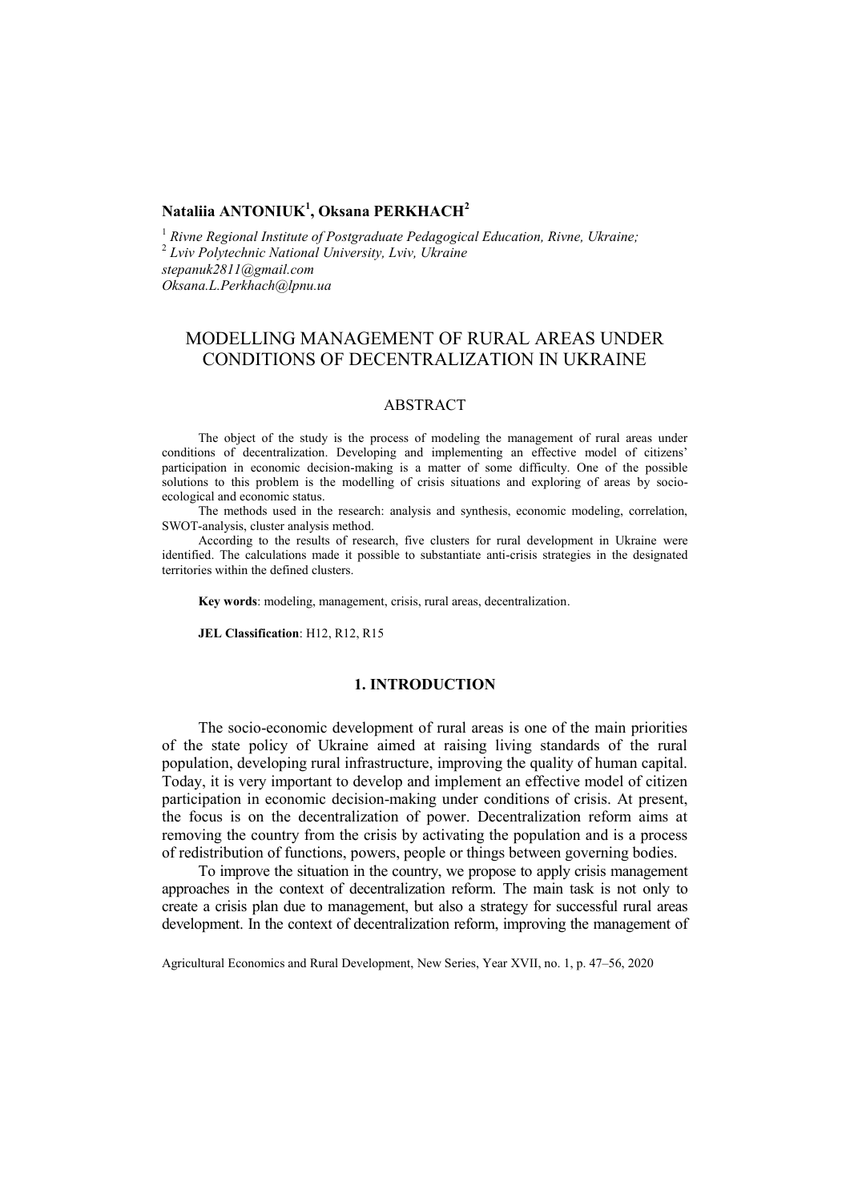**Nataliia ANTONIUK[1], Oksana PERKHACH[2]**

[1] *Rivne Regional Institute of Postgraduate Pedagogical Education, Rivne, Ukraine;*
[2] *Lviv Polytechnic National University, Lviv, Ukraine*
*stepanuk2811@gmail.com*
*Oksana.L.Perkhach@lpnu.ua*

# MODELLING MANAGEMENT OF RURAL AREAS UNDER CONDITIONS OF DECENTRALIZATION IN UKRAINE

## ABSTRACT

The object of the study is the process of modeling the management of rural areas under conditions of decentralization. Developing and implementing an effective model of citizens' participation in economic decision-making is a matter of some difficulty. One of the possible solutions to this problem is the modelling of crisis situations and exploring of areas by socio-ecological and economic status.

The methods used in the research: analysis and synthesis, economic modeling, correlation, SWOT-analysis, cluster analysis method.

According to the results of research, five clusters for rural development in Ukraine were identified. The calculations made it possible to substantiate anti-crisis strategies in the designated territories within the defined clusters.

**Key words**: modeling, management, crisis, rural areas, decentralization.

**JEL Classification**: H12, R12, R15

## 1. INTRODUCTION

The socio-economic development of rural areas is one of the main priorities of the state policy of Ukraine aimed at raising living standards of the rural population, developing rural infrastructure, improving the quality of human capital. Today, it is very important to develop and implement an effective model of citizen participation in economic decision-making under conditions of crisis. At present, the focus is on the decentralization of power. Decentralization reform aims at removing the country from the crisis by activating the population and is a process of redistribution of functions, powers, people or things between governing bodies.

To improve the situation in the country, we propose to apply crisis management approaches in the context of decentralization reform. The main task is not only to create a crisis plan due to management, but also a strategy for successful rural areas development. In the context of decentralization reform, improving the management of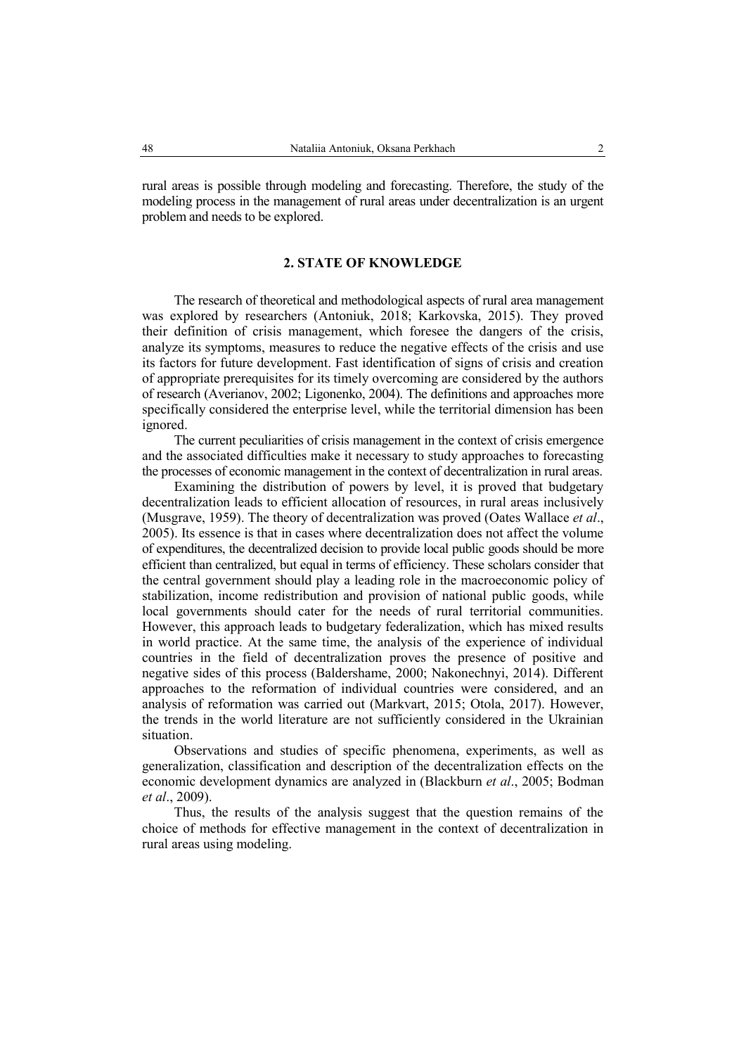rural areas is possible through modeling and forecasting. Therefore, the study of the modeling process in the management of rural areas under decentralization is an urgent problem and needs to be explored.

## 2. STATE OF KNOWLEDGE

The research of theoretical and methodological aspects of rural area management was explored by researchers (Antoniuk, 2018; Karkovska, 2015). They proved their definition of crisis management, which foresee the dangers of the crisis, analyze its symptoms, measures to reduce the negative effects of the crisis and use its factors for future development. Fast identification of signs of crisis and creation of appropriate prerequisites for its timely overcoming are considered by the authors of research (Averianov, 2002; Ligonenko, 2004). The definitions and approaches more specifically considered the enterprise level, while the territorial dimension has been ignored.

The current peculiarities of crisis management in the context of crisis emergence and the associated difficulties make it necessary to study approaches to forecasting the processes of economic management in the context of decentralization in rural areas.

Examining the distribution of powers by level, it is proved that budgetary decentralization leads to efficient allocation of resources, in rural areas inclusively (Musgrave, 1959). The theory of decentralization was proved (Oates Wallace *et al*., 2005). Its essence is that in cases where decentralization does not affect the volume of expenditures, the decentralized decision to provide local public goods should be more efficient than centralized, but equal in terms of efficiency. These scholars consider that the central government should play a leading role in the macroeconomic policy of stabilization, income redistribution and provision of national public goods, while local governments should cater for the needs of rural territorial communities. However, this approach leads to budgetary federalization, which has mixed results in world practice. At the same time, the analysis of the experience of individual countries in the field of decentralization proves the presence of positive and negative sides of this process (Baldershame, 2000; Nakonechnyi, 2014). Different approaches to the reformation of individual countries were considered, and an analysis of reformation was carried out (Markvart, 2015; Otola, 2017). However, the trends in the world literature are not sufficiently considered in the Ukrainian situation.

Observations and studies of specific phenomena, experiments, as well as generalization, classification and description of the decentralization effects on the economic development dynamics are analyzed in (Blackburn *et al*., 2005; Bodman *et al*., 2009).

Thus, the results of the analysis suggest that the question remains of the choice of methods for effective management in the context of decentralization in rural areas using modeling.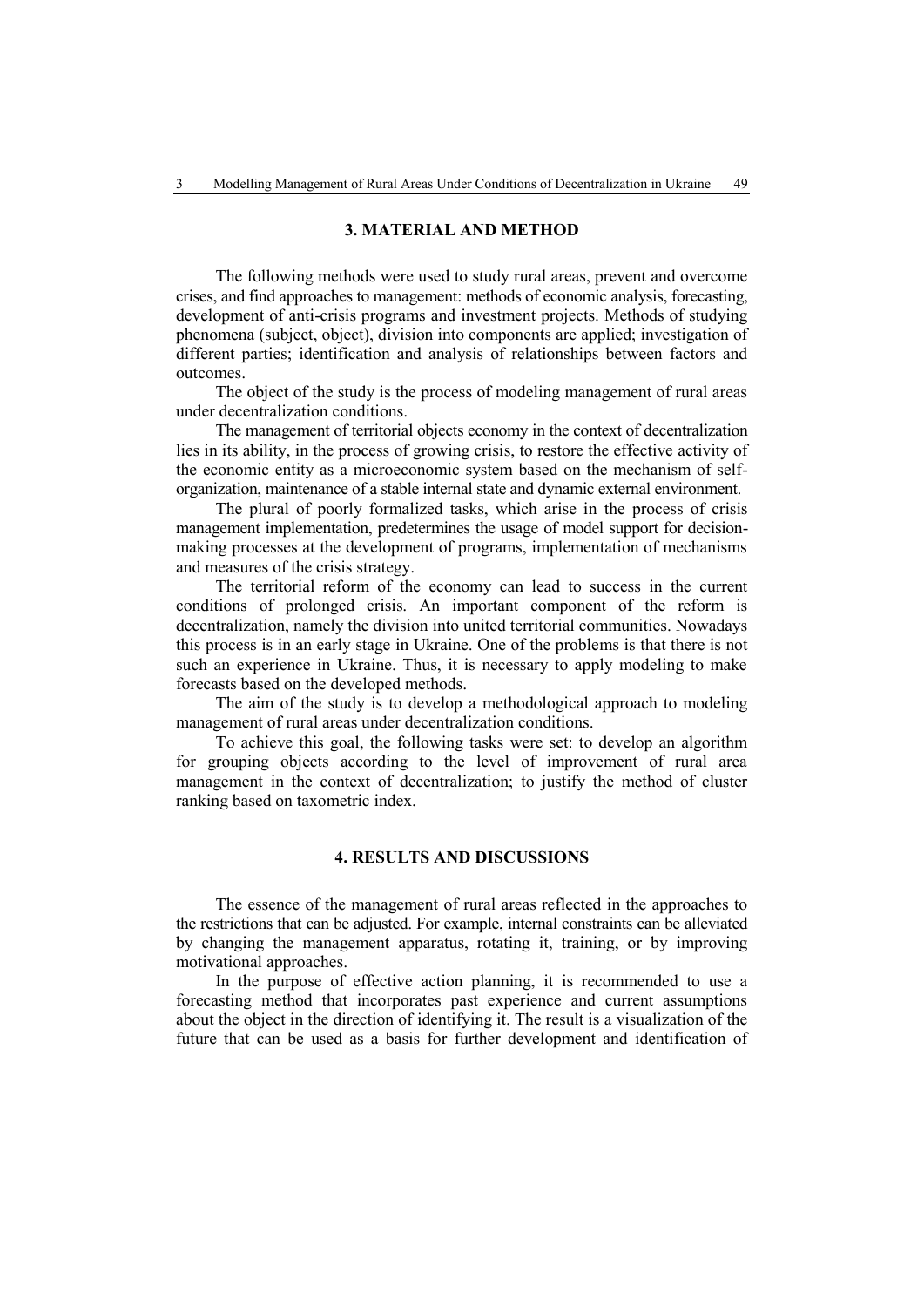## 3. MATERIAL AND METHOD

The following methods were used to study rural areas, prevent and overcome crises, and find approaches to management: methods of economic analysis, forecasting, development of anti-crisis programs and investment projects. Methods of studying phenomena (subject, object), division into components are applied; investigation of different parties; identification and analysis of relationships between factors and outcomes.

The object of the study is the process of modeling management of rural areas under decentralization conditions.

The management of territorial objects economy in the context of decentralization lies in its ability, in the process of growing crisis, to restore the effective activity of the economic entity as a microeconomic system based on the mechanism of self-organization, maintenance of a stable internal state and dynamic external environment.

The plural of poorly formalized tasks, which arise in the process of crisis management implementation, predetermines the usage of model support for decision-making processes at the development of programs, implementation of mechanisms and measures of the crisis strategy.

The territorial reform of the economy can lead to success in the current conditions of prolonged crisis. An important component of the reform is decentralization, namely the division into united territorial communities. Nowadays this process is in an early stage in Ukraine. One of the problems is that there is not such an experience in Ukraine. Thus, it is necessary to apply modeling to make forecasts based on the developed methods.

The aim of the study is to develop a methodological approach to modeling management of rural areas under decentralization conditions.

To achieve this goal, the following tasks were set: to develop an algorithm for grouping objects according to the level of improvement of rural area management in the context of decentralization; to justify the method of cluster ranking based on taxometric index.

## 4. RESULTS AND DISCUSSIONS

The essence of the management of rural areas reflected in the approaches to the restrictions that can be adjusted. For example, internal constraints can be alleviated by changing the management apparatus, rotating it, training, or by improving motivational approaches.

In the purpose of effective action planning, it is recommended to use a forecasting method that incorporates past experience and current assumptions about the object in the direction of identifying it. The result is a visualization of the future that can be used as a basis for further development and identification of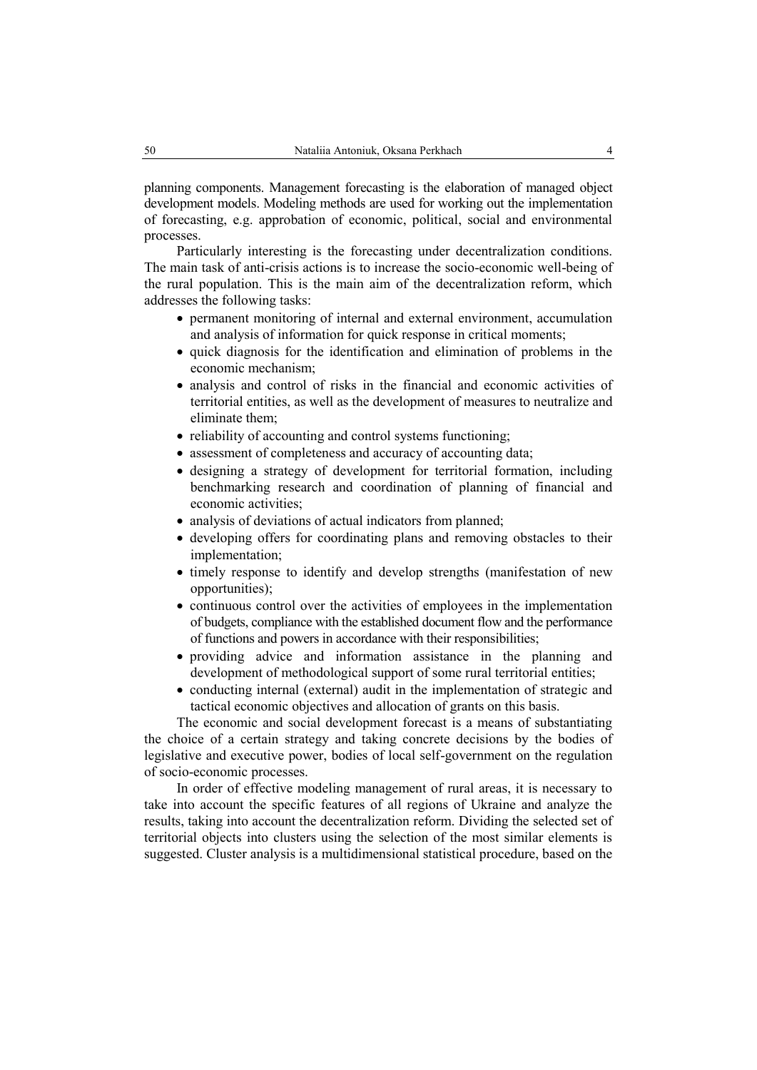planning components. Management forecasting is the elaboration of managed object development models. Modeling methods are used for working out the implementation of forecasting, e.g. approbation of economic, political, social and environmental processes.

Particularly interesting is the forecasting under decentralization conditions. The main task of anti-crisis actions is to increase the socio-economic well-being of the rural population. This is the main aim of the decentralization reform, which addresses the following tasks:

- permanent monitoring of internal and external environment, accumulation and analysis of information for quick response in critical moments;
- quick diagnosis for the identification and elimination of problems in the economic mechanism;
- analysis and control of risks in the financial and economic activities of territorial entities, as well as the development of measures to neutralize and eliminate them;
- reliability of accounting and control systems functioning;
- assessment of completeness and accuracy of accounting data;
- designing a strategy of development for territorial formation, including benchmarking research and coordination of planning of financial and economic activities;
- analysis of deviations of actual indicators from planned;
- developing offers for coordinating plans and removing obstacles to their implementation;
- timely response to identify and develop strengths (manifestation of new opportunities);
- continuous control over the activities of employees in the implementation of budgets, compliance with the established document flow and the performance of functions and powers in accordance with their responsibilities;
- providing advice and information assistance in the planning and development of methodological support of some rural territorial entities;
- conducting internal (external) audit in the implementation of strategic and tactical economic objectives and allocation of grants on this basis.

The economic and social development forecast is a means of substantiating the choice of a certain strategy and taking concrete decisions by the bodies of legislative and executive power, bodies of local self-government on the regulation of socio-economic processes.

In order of effective modeling management of rural areas, it is necessary to take into account the specific features of all regions of Ukraine and analyze the results, taking into account the decentralization reform. Dividing the selected set of territorial objects into clusters using the selection of the most similar elements is suggested. Cluster analysis is a multidimensional statistical procedure, based on the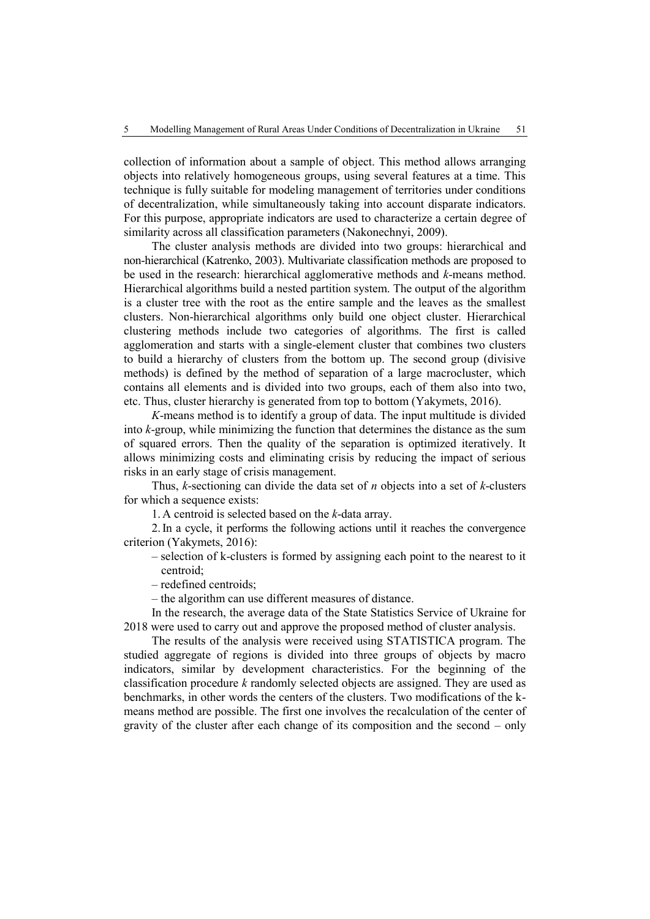collection of information about a sample of object. This method allows arranging objects into relatively homogeneous groups, using several features at a time. This technique is fully suitable for modeling management of territories under conditions of decentralization, while simultaneously taking into account disparate indicators. For this purpose, appropriate indicators are used to characterize a certain degree of similarity across all classification parameters (Nakonechnyi, 2009).

The cluster analysis methods are divided into two groups: hierarchical and non-hierarchical (Katrenko, 2003). Multivariate classification methods are proposed to be used in the research: hierarchical agglomerative methods and *k*-means method. Hierarchical algorithms build a nested partition system. The output of the algorithm is a cluster tree with the root as the entire sample and the leaves as the smallest clusters. Non-hierarchical algorithms only build one object cluster. Hierarchical clustering methods include two categories of algorithms. The first is called agglomeration and starts with a single-element cluster that combines two clusters to build a hierarchy of clusters from the bottom up. The second group (divisive methods) is defined by the method of separation of a large macrocluster, which contains all elements and is divided into two groups, each of them also into two, etc. Thus, cluster hierarchy is generated from top to bottom (Yakymets, 2016).

*K*-means method is to identify a group of data. The input multitude is divided into *k*-group, while minimizing the function that determines the distance as the sum of squared errors. Then the quality of the separation is optimized iteratively. It allows minimizing costs and eliminating crisis by reducing the impact of serious risks in an early stage of crisis management.

Thus, *k*-sectioning can divide the data set of *n* objects into a set of *k*-clusters for which a sequence exists:

1. A centroid is selected based on the *k*-data array.
2. In a cycle, it performs the following actions until it reaches the convergence criterion (Yakymets, 2016):
   – selection of k-clusters is formed by assigning each point to the nearest to it centroid;
   – redefined centroids;
   – the algorithm can use different measures of distance.

In the research, the average data of the State Statistics Service of Ukraine for 2018 were used to carry out and approve the proposed method of cluster analysis.

The results of the analysis were received using STATISTICA program. The studied aggregate of regions is divided into three groups of objects by macro indicators, similar by development characteristics. For the beginning of the classification procedure *k* randomly selected objects are assigned. They are used as benchmarks, in other words the centers of the clusters. Two modifications of the k-means method are possible. The first one involves the recalculation of the center of gravity of the cluster after each change of its composition and the second – only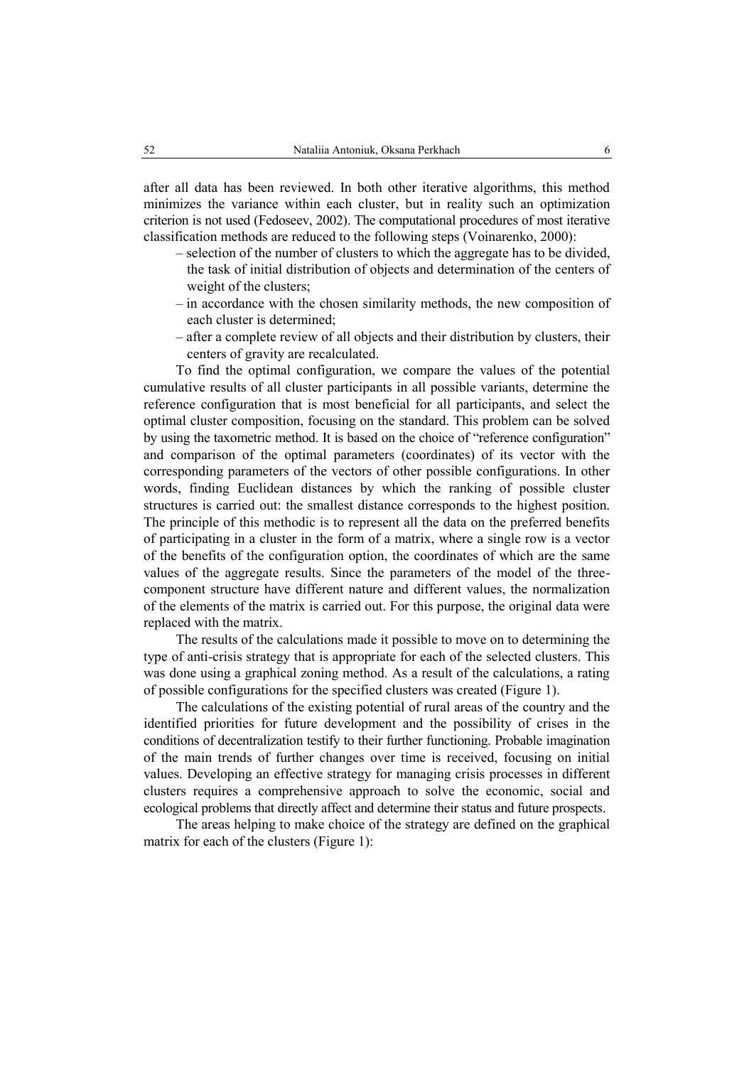after all data has been reviewed. In both other iterative algorithms, this method minimizes the variance within each cluster, but in reality such an optimization criterion is not used (Fedoseev, 2002). The computational procedures of most iterative classification methods are reduced to the following steps (Voinarenko, 2000):

- selection of the number of clusters to which the aggregate has to be divided, the task of initial distribution of objects and determination of the centers of weight of the clusters;
- in accordance with the chosen similarity methods, the new composition of each cluster is determined;
- after a complete review of all objects and their distribution by clusters, their centers of gravity are recalculated.

To find the optimal configuration, we compare the values of the potential cumulative results of all cluster participants in all possible variants, determine the reference configuration that is most beneficial for all participants, and select the optimal cluster composition, focusing on the standard. This problem can be solved by using the taxometric method. It is based on the choice of "reference configuration" and comparison of the optimal parameters (coordinates) of its vector with the corresponding parameters of the vectors of other possible configurations. In other words, finding Euclidean distances by which the ranking of possible cluster structures is carried out: the smallest distance corresponds to the highest position. The principle of this methodic is to represent all the data on the preferred benefits of participating in a cluster in the form of a matrix, where a single row is a vector of the benefits of the configuration option, the coordinates of which are the same values of the aggregate results. Since the parameters of the model of the three-component structure have different nature and different values, the normalization of the elements of the matrix is carried out. For this purpose, the original data were replaced with the matrix.

The results of the calculations made it possible to move on to determining the type of anti-crisis strategy that is appropriate for each of the selected clusters. This was done using a graphical zoning method. As a result of the calculations, a rating of possible configurations for the specified clusters was created (Figure 1).

The calculations of the existing potential of rural areas of the country and the identified priorities for future development and the possibility of crises in the conditions of decentralization testify to their further functioning. Probable imagination of the main trends of further changes over time is received, focusing on initial values. Developing an effective strategy for managing crisis processes in different clusters requires a comprehensive approach to solve the economic, social and ecological problems that directly affect and determine their status and future prospects.

The areas helping to make choice of the strategy are defined on the graphical matrix for each of the clusters (Figure 1):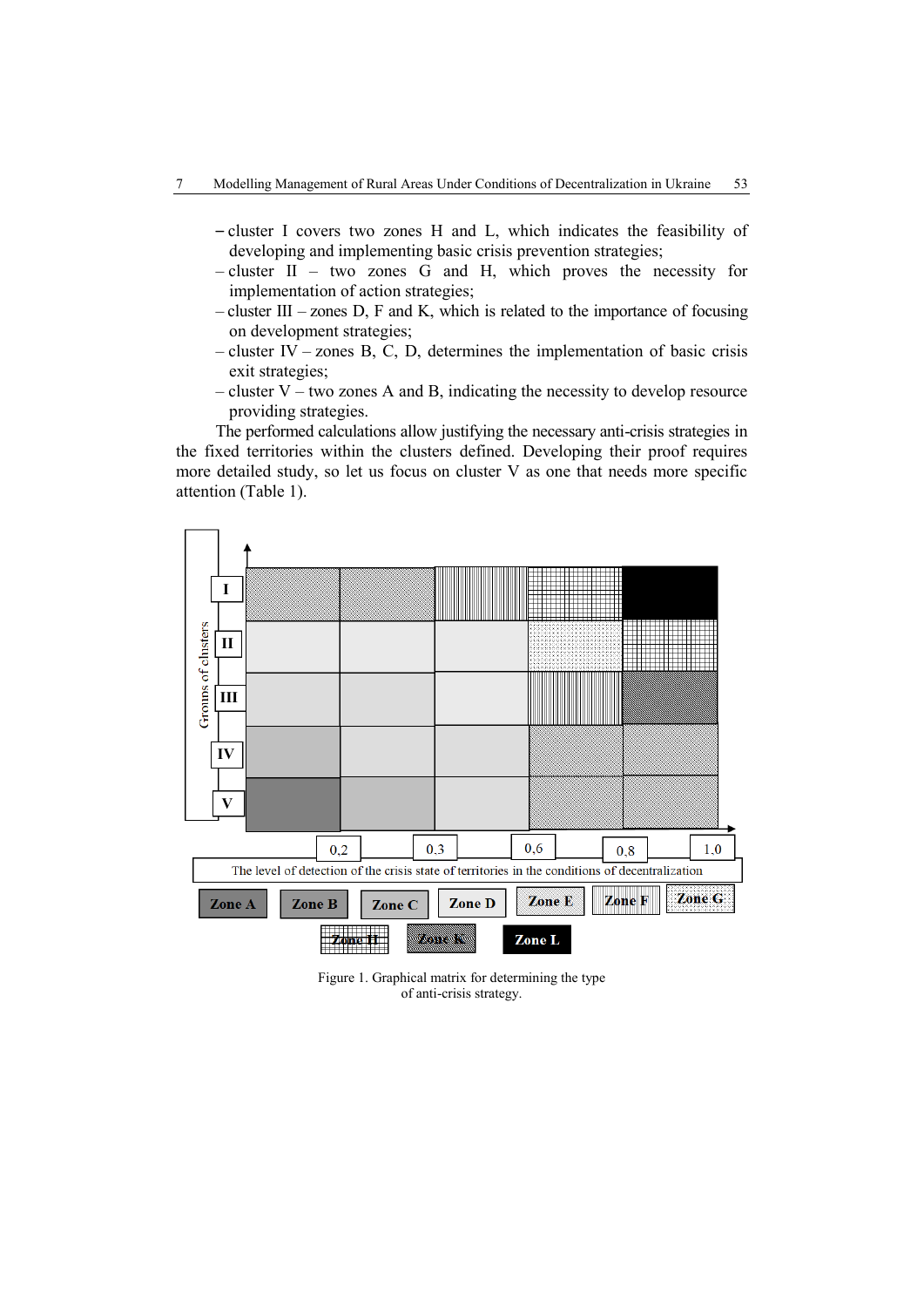– cluster I covers two zones H and L, which indicates the feasibility of developing and implementing basic crisis prevention strategies;
– cluster II – two zones G and H, which proves the necessity for implementation of action strategies;
– cluster III – zones D, F and K, which is related to the importance of focusing on development strategies;
– cluster IV – zones B, C, D, determines the implementation of basic crisis exit strategies;
– cluster V – two zones A and B, indicating the necessity to develop resource providing strategies.

The performed calculations allow justifying the necessary anti-crisis strategies in the fixed territories within the clusters defined. Developing their proof requires more detailed study, so let us focus on cluster V as one that needs more specific attention (Table 1).

Groups of clusters: I, II, III, IV, V

0,2 | 0,3 | 0,6 | 0,8 | 1,0

The level of detection of the crisis state of territories in the conditions of decentralization

Zone A | Zone B | Zone C | Zone D | Zone E | Zone F | Zone G | Zone H | Zone K | Zone L

Figure 1. Graphical matrix for determining the type of anti-crisis strategy.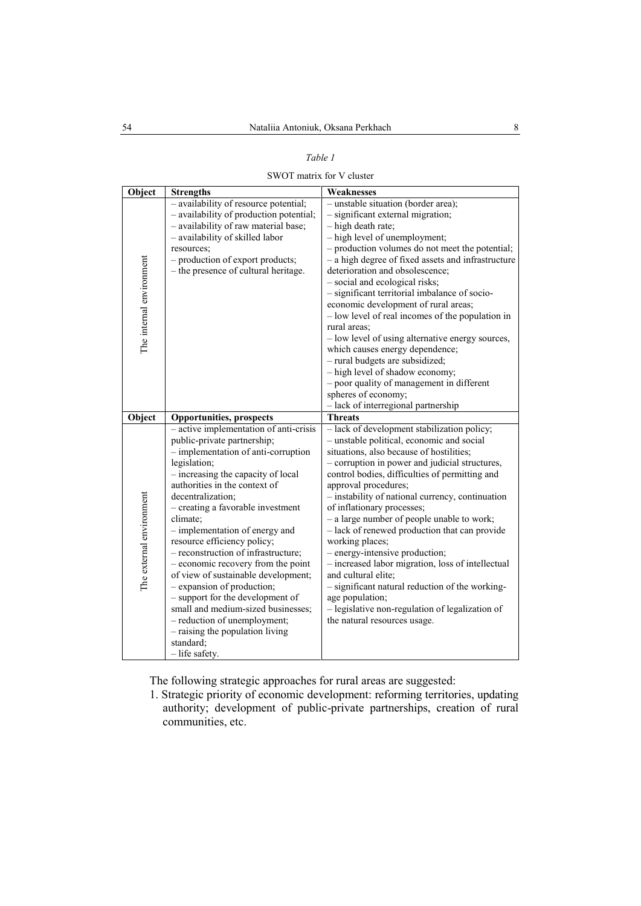*Table 1*

SWOT matrix for V cluster

| Object | Strengths | Weaknesses |
|---|---|---|
| The internal environment | – availability of resource potential;<br>– availability of production potential;<br>– availability of raw material base;<br>– availability of skilled labor resources;<br>– production of export products;<br>– the presence of cultural heritage. | – unstable situation (border area);<br>– significant external migration;<br>– high death rate;<br>– high level of unemployment;<br>– production volumes do not meet the potential;<br>– a high degree of fixed assets and infrastructure deterioration and obsolescence;<br>– social and ecological risks;<br>– significant territorial imbalance of socio-economic development of rural areas;<br>– low level of real incomes of the population in rural areas;<br>– low level of using alternative energy sources, which causes energy dependence;<br>– rural budgets are subsidized;<br>– high level of shadow economy;<br>– poor quality of management in different spheres of economy;<br>– lack of interregional partnership |
| **Object** | **Opportunities, prospects** | **Threats** |
| The external environment | – active implementation of anti-crisis public-private partnership;<br>– implementation of anti-corruption legislation;<br>– increasing the capacity of local authorities in the context of decentralization;<br>– creating a favorable investment climate;<br>– implementation of energy and resource efficiency policy;<br>– reconstruction of infrastructure;<br>– economic recovery from the point of view of sustainable development;<br>– expansion of production;<br>– support for the development of small and medium-sized businesses;<br>– reduction of unemployment;<br>– raising the population living standard;<br>– life safety. | – lack of development stabilization policy;<br>– unstable political, economic and social situations, also because of hostilities;<br>– corruption in power and judicial structures, control bodies, difficulties of permitting and approval procedures;<br>– instability of national currency, continuation of inflationary processes;<br>– a large number of people unable to work;<br>– lack of renewed production that can provide working places;<br>– energy-intensive production;<br>– increased labor migration, loss of intellectual and cultural elite;<br>– significant natural reduction of the working-age population;<br>– legislative non-regulation of legalization of the natural resources usage. |

The following strategic approaches for rural areas are suggested:

1. Strategic priority of economic development: reforming territories, updating authority; development of public-private partnerships, creation of rural communities, etc.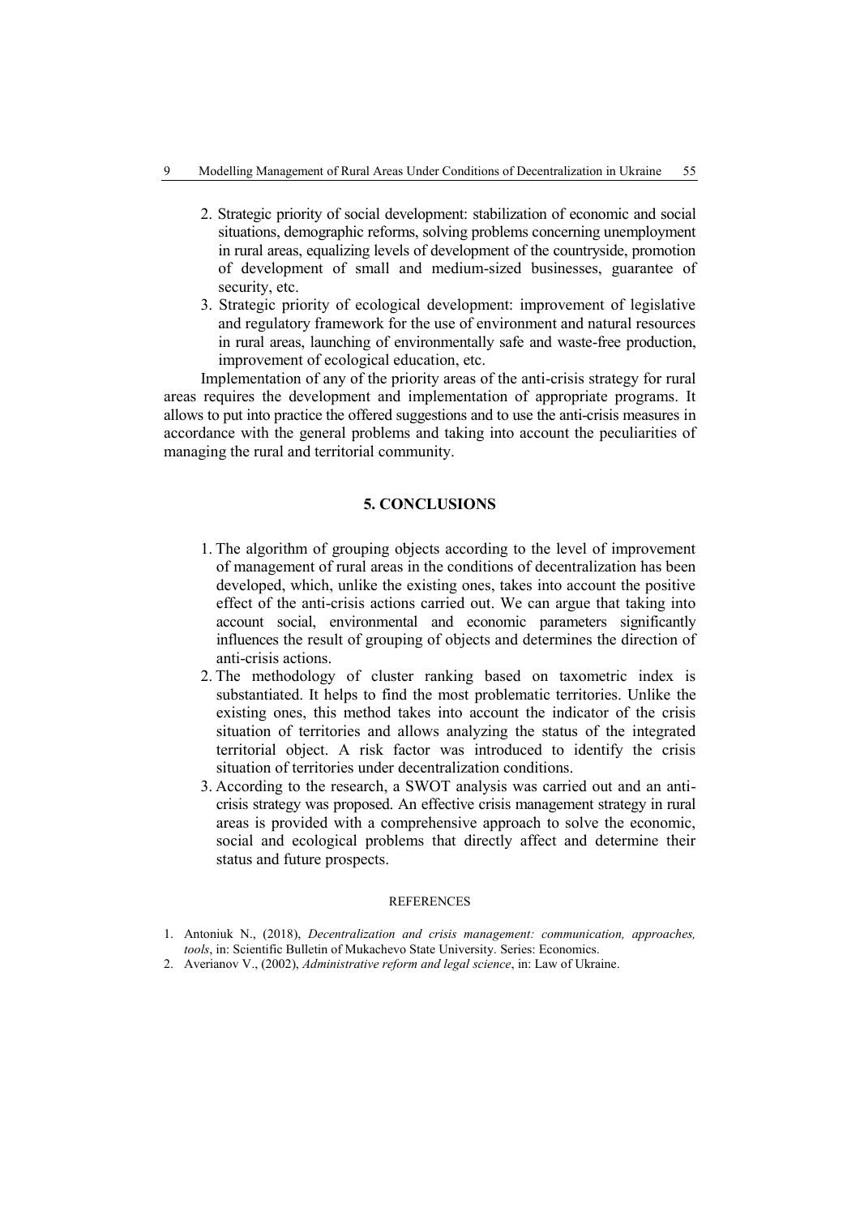2. Strategic priority of social development: stabilization of economic and social situations, demographic reforms, solving problems concerning unemployment in rural areas, equalizing levels of development of the countryside, promotion of development of small and medium-sized businesses, guarantee of security, etc.
3. Strategic priority of ecological development: improvement of legislative and regulatory framework for the use of environment and natural resources in rural areas, launching of environmentally safe and waste-free production, improvement of ecological education, etc.

Implementation of any of the priority areas of the anti-crisis strategy for rural areas requires the development and implementation of appropriate programs. It allows to put into practice the offered suggestions and to use the anti-crisis measures in accordance with the general problems and taking into account the peculiarities of managing the rural and territorial community.

## 5. CONCLUSIONS

1. The algorithm of grouping objects according to the level of improvement of management of rural areas in the conditions of decentralization has been developed, which, unlike the existing ones, takes into account the positive effect of the anti-crisis actions carried out. We can argue that taking into account social, environmental and economic parameters significantly influences the result of grouping of objects and determines the direction of anti-crisis actions.
2. The methodology of cluster ranking based on taxometric index is substantiated. It helps to find the most problematic territories. Unlike the existing ones, this method takes into account the indicator of the crisis situation of territories and allows analyzing the status of the integrated territorial object. A risk factor was introduced to identify the crisis situation of territories under decentralization conditions.
3. According to the research, a SWOT analysis was carried out and an anti-crisis strategy was proposed. An effective crisis management strategy in rural areas is provided with a comprehensive approach to solve the economic, social and ecological problems that directly affect and determine their status and future prospects.

### REFERENCES

1. Antoniuk N., (2018), *Decentralization and crisis management: communication, approaches, tools*, in: Scientific Bulletin of Mukachevo State University. Series: Economics.
2. Averianov V., (2002), *Administrative reform and legal science*, in: Law of Ukraine.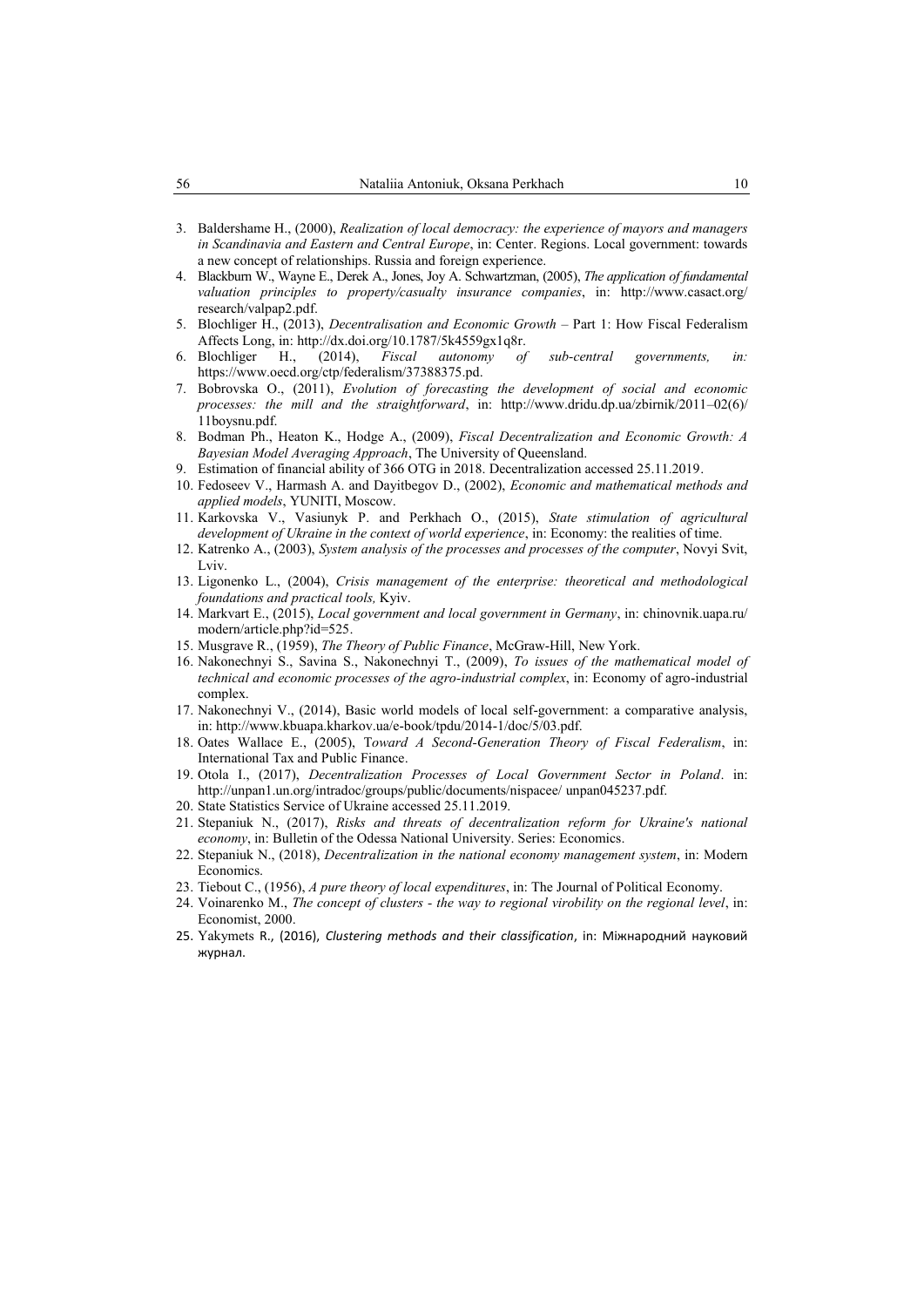3. Baldershame H., (2000), *Realization of local democracy: the experience of mayors and managers in Scandinavia and Eastern and Central Europe*, in: Center. Regions. Local government: towards a new concept of relationships. Russia and foreign experience.
4. Blackburn W., Wayne E., Derek A., Jones, Joy A. Schwartzman, (2005), *The application of fundamental valuation principles to property/casualty insurance companies*, in: http://www.casact.org/research/valpap2.pdf.
5. Blochliger H., (2013), *Decentralisation and Economic Growth* – Part 1: How Fiscal Federalism Affects Long, in: http://dx.doi.org/10.1787/5k4559gx1q8r.
6. Blochliger H., (2014), *Fiscal autonomy of sub-central governments, in:* https://www.oecd.org/ctp/federalism/37388375.pd.
7. Bobrovska O., (2011), *Evolution of forecasting the development of social and economic processes: the mill and the straightforward*, in: http://www.dridu.dp.ua/zbirnik/2011–02(6)/11boysnu.pdf.
8. Bodman Ph., Heaton K., Hodge A., (2009), *Fiscal Decentralization and Economic Growth: A Bayesian Model Averaging Approach*, The University of Queensland.
9. Estimation of financial ability of 366 OTG in 2018. Decentralization accessed 25.11.2019.
10. Fedoseev V., Harmash A. and Dayitbegov D., (2002), *Economic and mathematical methods and applied models*, YUNITI, Moscow.
11. Karkovska V., Vasiunyk P. and Perkhach O., (2015), *State stimulation of agricultural development of Ukraine in the context of world experience*, in: Economy: the realities of time.
12. Katrenko A., (2003), *System analysis of the processes and processes of the computer*, Novyi Svit, Lviv.
13. Ligonenko L., (2004), *Crisis management of the enterprise: theoretical and methodological foundations and practical tools,* Kyiv.
14. Markvart E., (2015), *Local government and local government in Germany*, in: chinovnik.uapa.ru/modern/article.php?id=525.
15. Musgrave R., (1959), *The Theory of Public Finance*, McGraw-Hill, New York.
16. Nakonechnyi S., Savina S., Nakonechnyi T., (2009), *To issues of the mathematical model of technical and economic processes of the agro-industrial complex*, in: Economy of agro-industrial complex.
17. Nakonechnyi V., (2014), Basic world models of local self-government: a comparative analysis, in: http://www.kbuapa.kharkov.ua/e-book/tpdu/2014-1/doc/5/03.pdf.
18. Oates Wallace E., (2005), T*oward A Second-Generation Theory of Fiscal Federalism*, in: International Tax and Public Finance.
19. Otola I., (2017), *Decentralization Processes of Local Government Sector in Poland*. in: http://unpan1.un.org/intradoc/groups/public/documents/nispacee/ unpan045237.pdf.
20. State Statistics Service of Ukraine accessed 25.11.2019.
21. Stepaniuk N., (2017), *Risks and threats of decentralization reform for Ukraine's national economy*, in: Bulletin of the Odessa National University. Series: Economics.
22. Stepaniuk N., (2018), *Decentralization in the national economy management system*, in: Modern Economics.
23. Tiebout C., (1956), *A pure theory of local expenditures*, in: The Journal of Political Economy.
24. Voinarenko M., *The concept of clusters - the way to regional virobility on the regional level*, in: Economist, 2000.
25. Yakymets R., (2016), *Clustering methods and their classification*, in: Міжнародний науковий журнал.